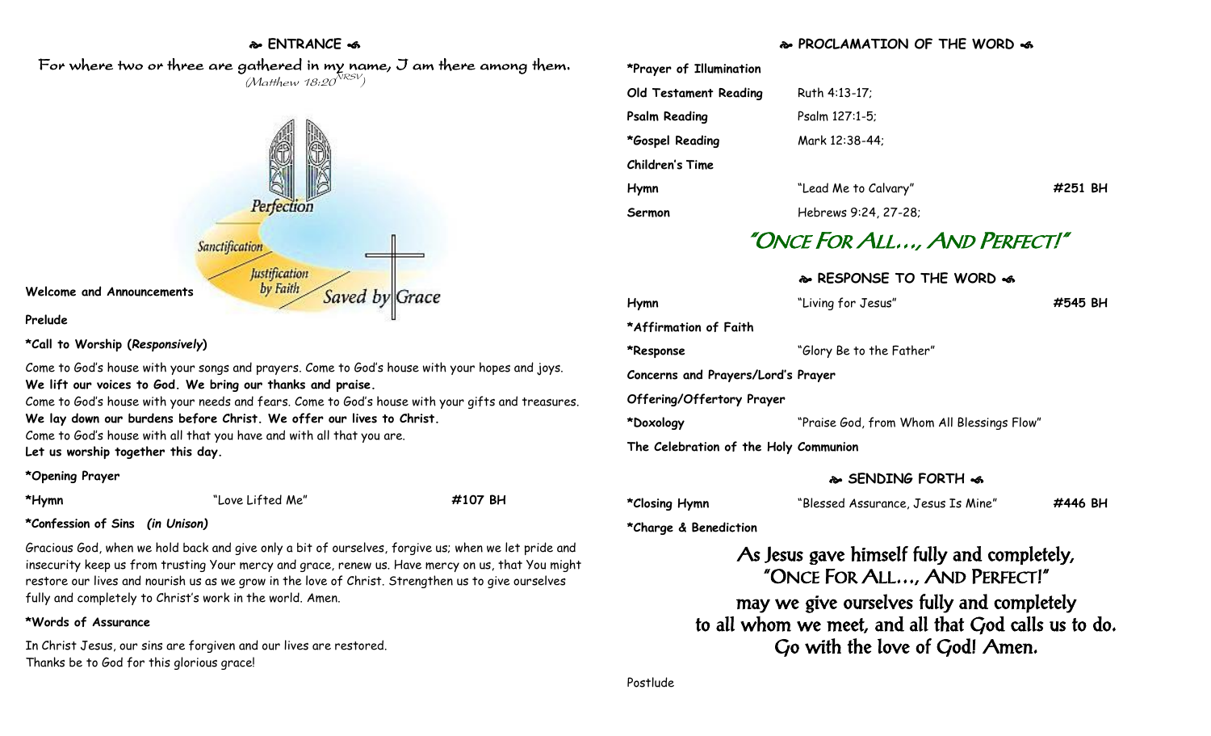## ENTRANCE

For where two or three are gathered in my name, I am there among them.
*(Matthew 18:20 NRSV)*

Perfection
Sanctification
Justification by Faith
Saved by Grace

**Welcome and Announcements**

**Prelude**

**\*Call to Worship (*Responsively*)**

Come to God's house with your songs and prayers. Come to God's house with your hopes and joys.
**We lift our voices to God. We bring our thanks and praise.**
Come to God's house with your needs and fears. Come to God's house with your gifts and treasures.
**We lay down our burdens before Christ. We offer our lives to Christ.**
Come to God's house with all that you have and with all that you are.
**Let us worship together this day.**

**\*Opening Prayer**

**\*Hymn** "Love Lifted Me" **#107 BH**

**\*Confession of Sins *(in Unison)***

Gracious God, when we hold back and give only a bit of ourselves, forgive us; when we let pride and insecurity keep us from trusting Your mercy and grace, renew us. Have mercy on us, that You might restore our lives and nourish us as we grow in the love of Christ. Strengthen us to give ourselves fully and completely to Christ's work in the world. Amen.

**\*Words of Assurance**

In Christ Jesus, our sins are forgiven and our lives are restored.
Thanks be to God for this glorious grace!

## PROCLAMATION OF THE WORD

| | | |
|---|---|---|
| **\*Prayer of Illumination** | | |
| **Old Testament Reading** | Ruth 4:13-17; | |
| **Psalm Reading** | Psalm 127:1-5; | |
| **\*Gospel Reading** | Mark 12:38-44; | |
| **Children's Time** | | |
| **Hymn** | "Lead Me to Calvary" | **#251 BH** |
| **Sermon** | Hebrews 9:24, 27-28; | |

## "ONCE FOR ALL…, AND PERFECT!"

## RESPONSE TO THE WORD

| | | |
|---|---|---|
| **Hymn** | "Living for Jesus" | **#545 BH** |
| **\*Affirmation of Faith** | | |
| **\*Response** | "Glory Be to the Father" | |
| **Concerns and Prayers/Lord's Prayer** | | |
| **Offering/Offertory Prayer** | | |
| **\*Doxology** | "Praise God, from Whom All Blessings Flow" | |
| **The Celebration of the Holy Communion** | | |

## SENDING FORTH

**\*Closing Hymn** "Blessed Assurance, Jesus Is Mine" **#446 BH**

**\*Charge & Benediction**

As Jesus gave himself fully and completely,
"ONCE FOR ALL…, AND PERFECT!"
may we give ourselves fully and completely
to all whom we meet, and all that God calls us to do.
Go with the love of God! Amen.

Postlude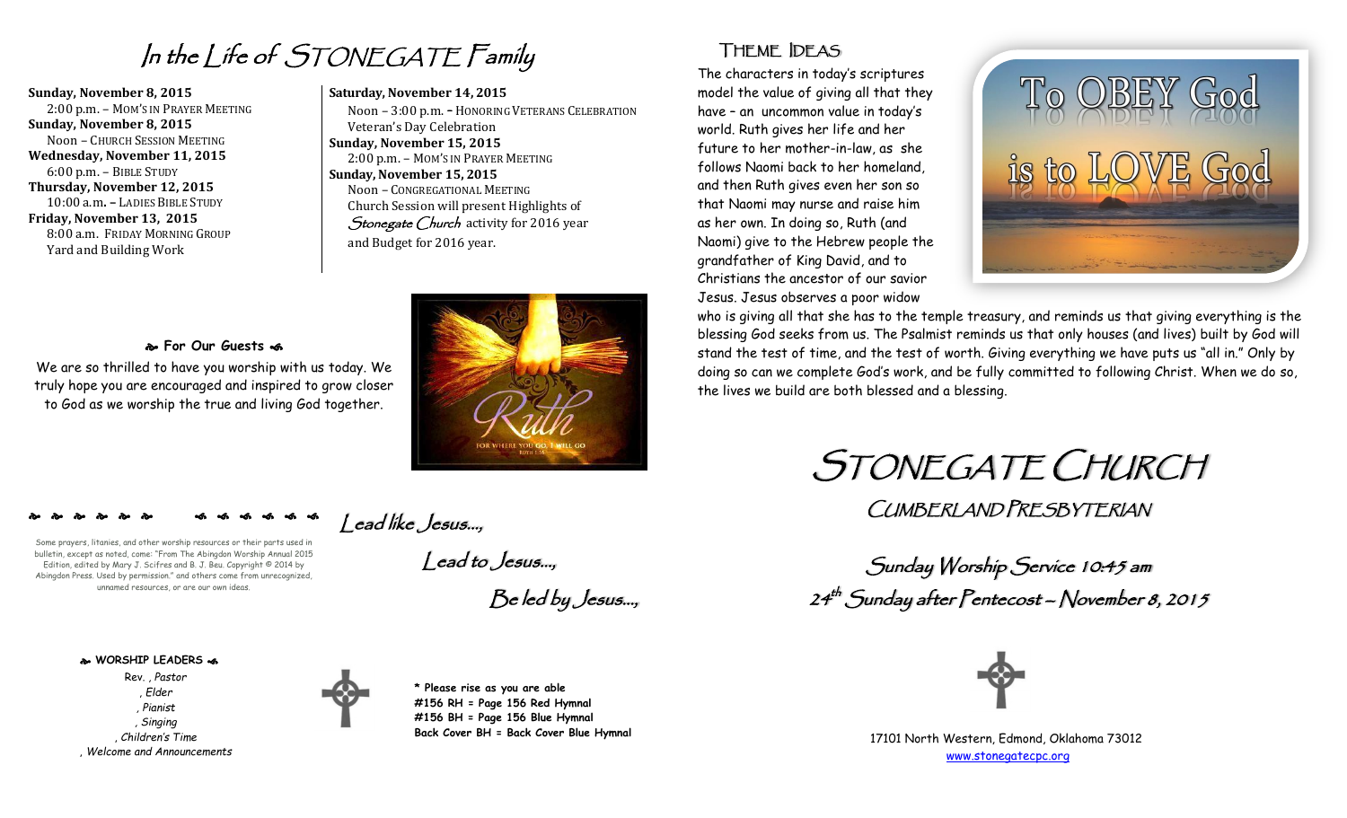# In the Life of STONEGATE Family

**Sunday, November 8, 2015**
2:00 p.m. – MOM'S IN PRAYER MEETING
**Sunday, November 8, 2015**
Noon – CHURCH SESSION MEETING
**Wednesday, November 11, 2015**
6:00 p.m. – BIBLE STUDY
**Thursday, November 12, 2015**
10:00 a.m. – LADIES BIBLE STUDY
**Friday, November 13, 2015**
8:00 a.m. FRIDAY MORNING GROUP
Yard and Building Work

**Saturday, November 14, 2015**
Noon – 3:00 p.m. – HONORING VETERANS CELEBRATION
Veteran's Day Celebration
**Sunday, November 15, 2015**
2:00 p.m. – MOM'S IN PRAYER MEETING
**Sunday, November 15, 2015**
Noon – CONGREGATIONAL MEETING
Church Session will present Highlights of *Stonegate Church* activity for 2016 year and Budget for 2016 year.

**For Our Guests**

We are so thrilled to have you worship with us today. We truly hope you are encouraged and inspired to grow closer to God as we worship the true and living God together.

Ruth
FOR WHERE YOU GO, I WILL GO
RUTH 1:16

Some prayers, litanies, and other worship resources or their parts used in bulletin, except as noted, come: "From The Abingdon Worship Annual 2015 Edition, edited by Mary J. Scifres and B. J. Beu. Copyright © 2014 by Abingdon Press. Used by permission." and others come from unrecognized, unnamed resources, or are our own ideas.

*Lead like Jesus...,*

*Lead to Jesus...,*

*Be led by Jesus...,*

**WORSHIP LEADERS**

Rev. , *Pastor*
, *Elder*
, *Pianist*
, *Singing*
, *Children's Time*
, *Welcome and Announcements*

**\* Please rise as you are able**
**#156 RH = Page 156 Red Hymnal**
**#156 BH = Page 156 Blue Hymnal**
**Back Cover BH = Back Cover Blue Hymnal**

## THEME IDEAS

The characters in today's scriptures model the value of giving all that they have – an uncommon value in today's world. Ruth gives her life and her future to her mother-in-law, as she follows Naomi back to her homeland, and then Ruth gives even her son so that Naomi may nurse and raise him as her own. In doing so, Ruth (and Naomi) give to the Hebrew people the grandfather of King David, and to Christians the ancestor of our savior Jesus. Jesus observes a poor widow who is giving all that she has to the temple treasury, and reminds us that giving everything is the blessing God seeks from us. The Psalmist reminds us that only houses (and lives) built by God will stand the test of time, and the test of worth. Giving everything we have puts us "all in." Only by doing so can we complete God's work, and be fully committed to following Christ. When we do so, the lives we build are both blessed and a blessing.

To OBEY God is to LOVE God

# STONEGATE CHURCH

## CUMBERLAND PRESBYTERIAN

*Sunday Worship Service 10:45 am*

*24th Sunday after Pentecost – November 8, 2015*

17101 North Western, Edmond, Oklahoma 73012
www.stonegatecpc.org